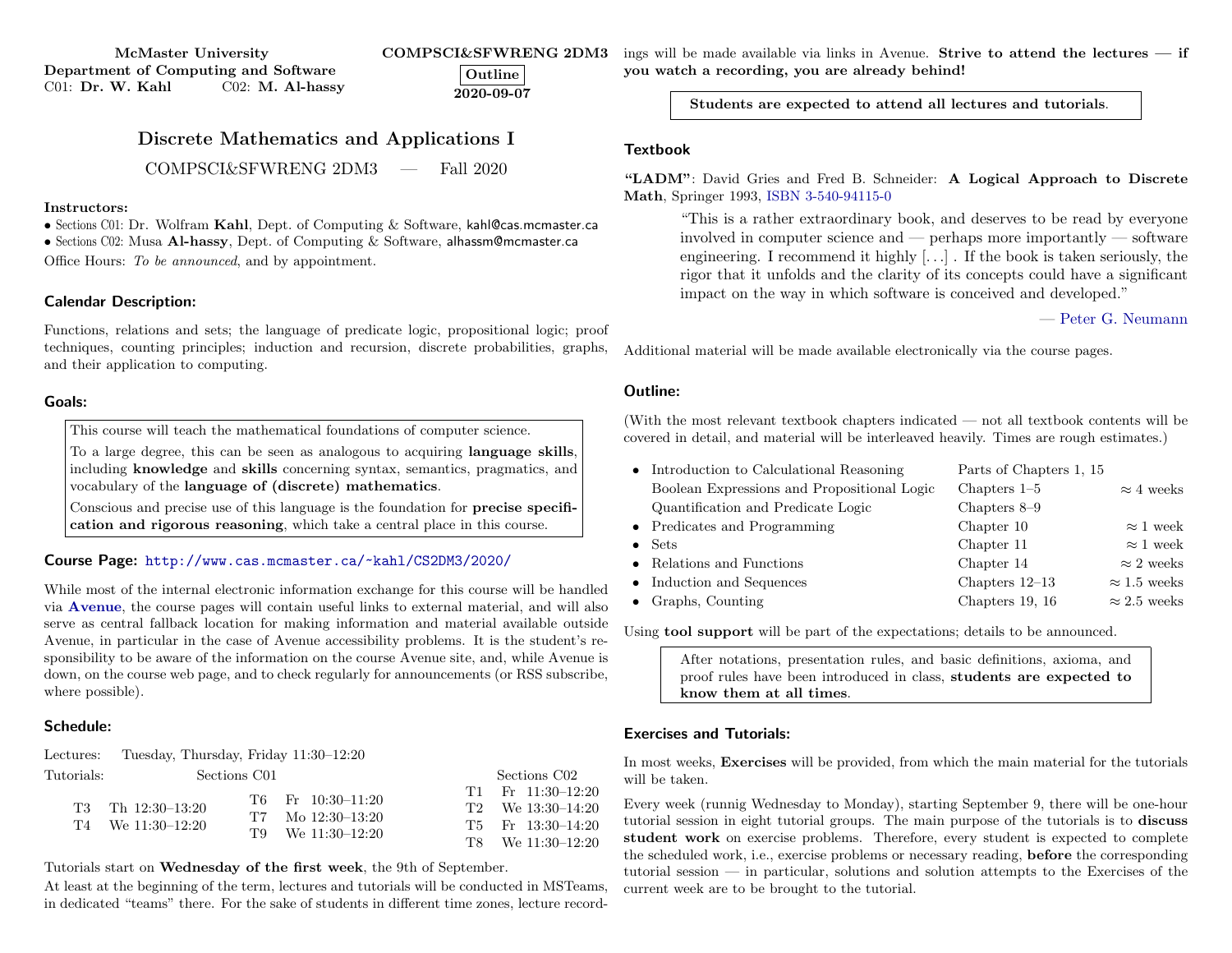McMaster University
Department of Computing and Software
C01: **Dr. W. Kahl** C02: **M. Al-hassy**

**COMPSCI&SFWRENG 2DM3**
**Outline**
**2020-09-07**

# Discrete Mathematics and Applications I

COMPSCI&SFWRENG 2DM3 — Fall 2020

**Instructors:**

- Sections C01: Dr. Wolfram **Kahl**, Dept. of Computing & Software, kahl@cas.mcmaster.ca
- Sections C02: Musa **Al-hassy**, Dept. of Computing & Software, alhassm@mcmaster.ca

Office Hours: *To be announced*, and by appointment.

## Calendar Description:

Functions, relations and sets; the language of predicate logic, propositional logic; proof techniques, counting principles; induction and recursion, discrete probabilities, graphs, and their application to computing.

## Goals:

This course will teach the mathematical foundations of computer science.

To a large degree, this can be seen as analogous to acquiring **language skills**, including **knowledge** and **skills** concerning syntax, semantics, pragmatics, and vocabulary of the **language of (discrete) mathematics**.

Conscious and precise use of this language is the foundation for **precise specification and rigorous reasoning**, which take a central place in this course.

## Course Page: http://www.cas.mcmaster.ca/~kahl/CS2DM3/2020/

While most of the internal electronic information exchange for this course will be handled via **Avenue**, the course pages will contain useful links to external material, and will also serve as central fallback location for making information and material available outside Avenue, in particular in the case of Avenue accessibility problems. It is the student's responsibility to be aware of the information on the course Avenue site, and, while Avenue is down, on the course web page, and to check regularly for announcements (or RSS subscribe, where possible).

## Schedule:

Lectures: Tuesday, Thursday, Friday 11:30–12:20

Tutorials:

| Sections C01 | | Sections C02 |
|---|---|---|
| T3 Th 12:30–13:20 | T6 Fr 10:30–11:20 | T1 Fr 11:30–12:20 |
| T4 We 11:30–12:20 | T7 Mo 12:30–13:20 | T2 We 13:30–14:20 |
| | T9 We 11:30–12:20 | T5 Fr 13:30–14:20 |
| | | T8 We 11:30–12:20 |

Tutorials start on **Wednesday of the first week**, the 9th of September.

At least at the beginning of the term, lectures and tutorials will be conducted in MSTeams, in dedicated "teams" there. For the sake of students in different time zones, lecture recordings will be made available via links in Avenue. **Strive to attend the lectures — if you watch a recording, you are already behind!**

**Students are expected to attend all lectures and tutorials**.

## Textbook

**"LADM"**: David Gries and Fred B. Schneider: **A Logical Approach to Discrete Math**, Springer 1993, ISBN 3-540-94115-0

> "This is a rather extraordinary book, and deserves to be read by everyone involved in computer science and — perhaps more importantly — software engineering. I recommend it highly [...] . If the book is taken seriously, the rigor that it unfolds and the clarity of its concepts could have a significant impact on the way in which software is conceived and developed."
>
> — Peter G. Neumann

Additional material will be made available electronically via the course pages.

## Outline:

(With the most relevant textbook chapters indicated — not all textbook contents will be covered in detail, and material will be interleaved heavily. Times are rough estimates.)

| | | |
|---|---|---|
| • Introduction to Calculational Reasoning | Parts of Chapters 1, 15 | |
| Boolean Expressions and Propositional Logic | Chapters 1–5 | ≈ 4 weeks |
| Quantification and Predicate Logic | Chapters 8–9 | |
| • Predicates and Programming | Chapter 10 | ≈ 1 week |
| • Sets | Chapter 11 | ≈ 1 week |
| • Relations and Functions | Chapter 14 | ≈ 2 weeks |
| • Induction and Sequences | Chapters 12–13 | ≈ 1.5 weeks |
| • Graphs, Counting | Chapters 19, 16 | ≈ 2.5 weeks |

Using **tool support** will be part of the expectations; details to be announced.

After notations, presentation rules, and basic definitions, axioma, and proof rules have been introduced in class, **students are expected to know them at all times**.

## Exercises and Tutorials:

In most weeks, **Exercises** will be provided, from which the main material for the tutorials will be taken.

Every week (runnig Wednesday to Monday), starting September 9, there will be one-hour tutorial session in eight tutorial groups. The main purpose of the tutorials is to **discuss student work** on exercise problems. Therefore, every student is expected to complete the scheduled work, i.e., exercise problems or necessary reading, **before** the corresponding tutorial session — in particular, solutions and solution attempts to the Exercises of the current week are to be brought to the tutorial.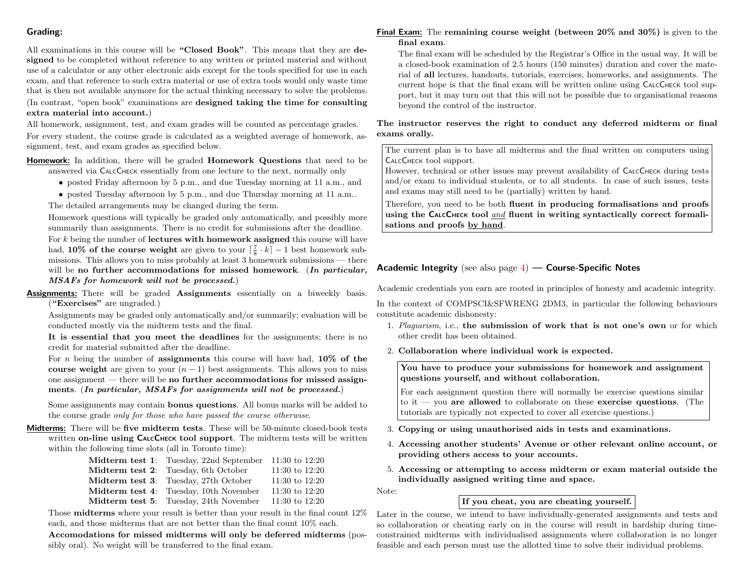## Grading:

All examinations in this course will be **"Closed Book"**. This means that they are **designed** to be completed without reference to any written or printed material and without use of a calculator or any other electronic aids except for the tools specified for use in each exam, and that reference to such extra material or use of extra tools would only waste time that is then not available anymore for the actual thinking necessary to solve the problems. (In contrast, "open book" examinations are **designed taking the time for consulting extra material into account.**)

All homework, assignment, test, and exam grades will be counted as percentage grades.

For every student, the course grade is calculated as a weighted average of homework, assignment, test, and exam grades as specified below.

**Homework:** In addition, there will be graded **Homework Questions** that need to be answered via CalcCheck essentially from one lecture to the next, normally only

- posted Friday afternoon by 5 p.m., and due Tuesday morning at 11 a.m., and
- posted Tuesday afternoon by 5 p.m., and due Thursday morning at 11 a.m..

The detailed arrangements may be changed during the term.

Homework questions will typically be graded only automatically, and possibly more summarily than assignments. There is no credit for submissions after the deadline.

For $k$ being the number of **lectures with homework assigned** this course will have had, **10% of the course weight** are given to your $\lceil \frac{7}{8} \cdot k \rceil - 1$ best homework submissions. This allows you to miss probably at least 3 homework submissions — there will be **no further accommodations for missed homework**. (***In particular, MSAFs for homework will not be processed.***)

**Assignments:** There will be graded **Assignments** essentially on a biweekly basis. (**"Exercises"** are ungraded.)

Assignments may be graded only automatically and/or summarily; evaluation will be conducted mostly via the midterm tests and the final.

**It is essential that you meet the deadlines** for the assignments; there is no credit for material submitted after the deadline.

For $n$ being the number of **assignments** this course will have had, **10% of the course weight** are given to your $(n - 1)$ best assignments. This allows you to miss one assignment — there will be **no further accommodations for missed assignments**. (***In particular, MSAFs for assignments will not be processed.***)

Some assignments may contain **bonus questions**. All bonus marks will be added to the course grade *only for those who have passed the course otherwise*.

**Midterms:** There will be **five midterm tests**. These will be 50-minute closed-book tests written **on-line using CalcCheck tool support**. The midterm tests will be written within the following time slots (all in Toronto time):

| | | |
|---|---|---|
| **Midterm test 1**: | Tuesday, 22nd September | 11:30 to 12:20 |
| **Midterm test 2**: | Tuesday, 6th October | 11:30 to 12:20 |
| **Midterm test 3**: | Tuesday, 27th October | 11:30 to 12:20 |
| **Midterm test 4**: | Tuesday, 10th November | 11:30 to 12:20 |
| **Midterm test 5**: | Tuesday, 24th November | 11:30 to 12:20 |

Those **midterms** where your result is better than your result in the final count 12% each, and those midterms that are not better than the final count 10% each.

**Accomodations for missed midterms will only be deferred midterms** (possibly oral). No weight will be transferred to the final exam.

**Final Exam:** The **remaining course weight (between 20% and 30%)** is given to the **final exam**.

The final exam will be scheduled by the Registrar's Office in the usual way. It will be a closed-book examination of 2.5 hours (150 minutes) duration and cover the material of **all** lectures, handouts, tutorials, exercises, homeworks, and assignments. The current hope is that the final exam will be written online using CalcCheck tool support, but it may turn out that this will not be possible due to organisational reasons beyond the control of the instructor.

**The instructor reserves the right to conduct any deferred midterm or final exams orally.**

> The current plan is to have all midterms and the final written on computers using CalcCheck tool support.
>
> However, technical or other issues may prevent availability of CalcCheck during tests and/or exam to individual students, or to all students. In case of such issues, tests and exams may still need to be (partially) written by hand.
>
> Therefore, you need to be both **fluent in producing formalisations and proofs using the CalcCheck tool** *and* **fluent in writing syntactically correct formalisations and proofs** by hand.

## Academic Integrity (see also page 4) — Course-Specific Notes

Academic credentials you earn are rooted in principles of honesty and academic integrity.

In the context of COMPSCI&SFWRENG 2DM3, in particular the following behaviours constitute academic dishonesty:

1. *Plagiarism*, i.e., **the submission of work that is not one's own** or for which other credit has been obtained.
2. **Collaboration where individual work is expected.**

   > **You have to produce your submissions for homework and assignment questions yourself, and without collaboration.**
   >
   > For each assignment question there will normally be exercise questions similar to it — you **are allowed** to collaborate on these **exercise questions**. (The tutorials are typically not expected to cover all exercise questions.)

3. **Copying or using unauthorised aids in tests and examinations.**
4. **Accessing another students' Avenue or other relevant online account, or providing others access to your accounts.**
5. **Accessing or attempting to access midterm or exam material outside the individually assigned writing time and space.**

Note:

> **If you cheat, you are cheating yourself.**

Later in the course, we intend to have individually-generated assignments and tests and so collaboration or cheating early on in the course will result in hardship during time-constrained midterms with individualised assignments where collaboration is no longer feasible and each person must use the allotted time to solve their individual problems.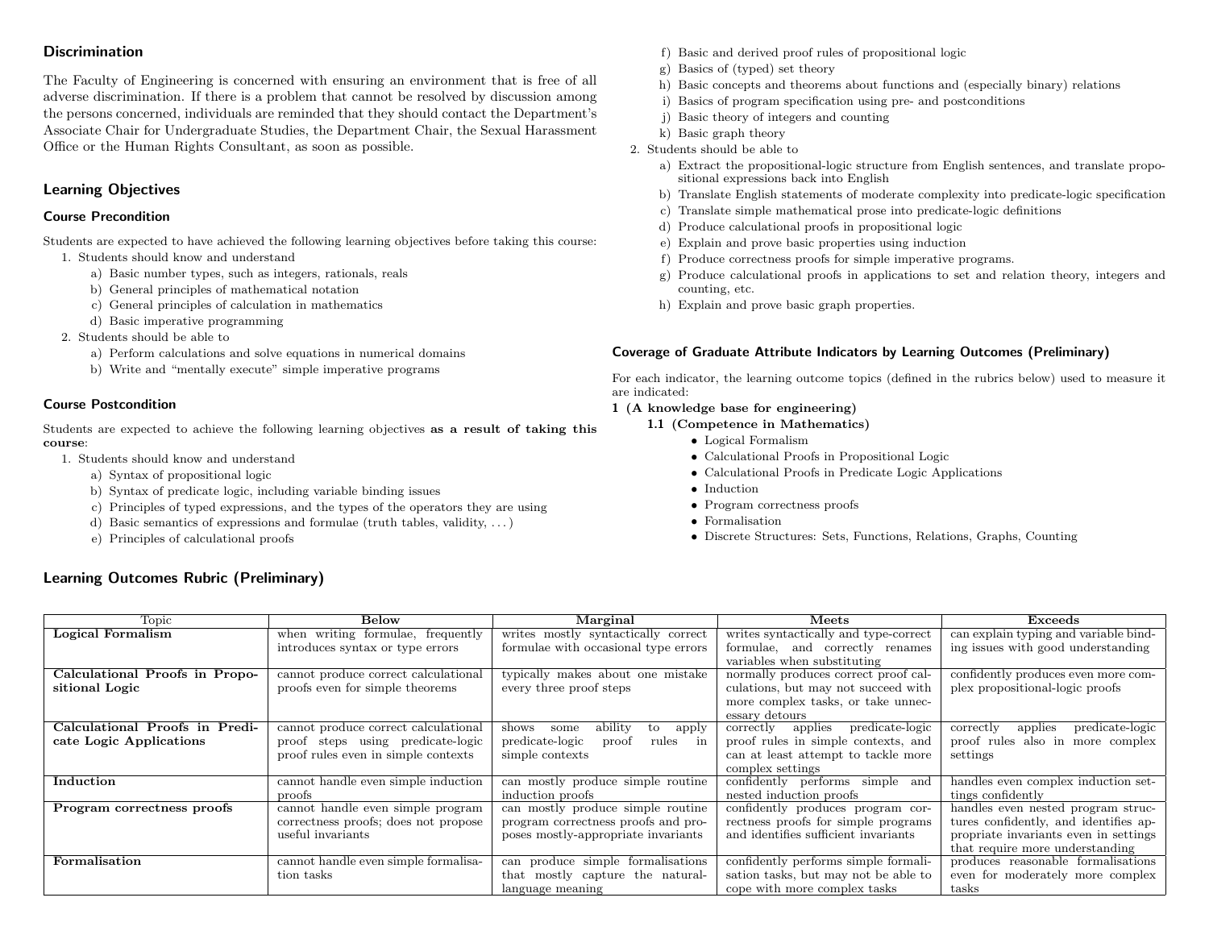## Discrimination

The Faculty of Engineering is concerned with ensuring an environment that is free of all adverse discrimination. If there is a problem that cannot be resolved by discussion among the persons concerned, individuals are reminded that they should contact the Department's Associate Chair for Undergraduate Studies, the Department Chair, the Sexual Harassment Office or the Human Rights Consultant, as soon as possible.

## Learning Objectives

### Course Precondition

Students are expected to have achieved the following learning objectives before taking this course:

1. Students should know and understand
   a) Basic number types, such as integers, rationals, reals
   b) General principles of mathematical notation
   c) General principles of calculation in mathematics
   d) Basic imperative programming
2. Students should be able to
   a) Perform calculations and solve equations in numerical domains
   b) Write and "mentally execute" simple imperative programs

### Course Postcondition

Students are expected to achieve the following learning objectives **as a result of taking this course**:

1. Students should know and understand
   a) Syntax of propositional logic
   b) Syntax of predicate logic, including variable binding issues
   c) Principles of typed expressions, and the types of the operators they are using
   d) Basic semantics of expressions and formulae (truth tables, validity, ...)
   e) Principles of calculational proofs
   f) Basic and derived proof rules of propositional logic
   g) Basics of (typed) set theory
   h) Basic concepts and theorems about functions and (especially binary) relations
   i) Basics of program specification using pre- and postconditions
   j) Basic theory of integers and counting
   k) Basic graph theory
2. Students should be able to
   a) Extract the propositional-logic structure from English sentences, and translate propositional expressions back into English
   b) Translate English statements of moderate complexity into predicate-logic specification
   c) Translate simple mathematical prose into predicate-logic definitions
   d) Produce calculational proofs in propositional logic
   e) Explain and prove basic properties using induction
   f) Produce correctness proofs for simple imperative programs.
   g) Produce calculational proofs in applications to set and relation theory, integers and counting, etc.
   h) Explain and prove basic graph properties.

### Coverage of Graduate Attribute Indicators by Learning Outcomes (Preliminary)

For each indicator, the learning outcome topics (defined in the rubrics below) used to measure it are indicated:

**1 (A knowledge base for engineering)**

**1.1 (Competence in Mathematics)**

- Logical Formalism
- Calculational Proofs in Propositional Logic
- Calculational Proofs in Predicate Logic Applications
- Induction
- Program correctness proofs
- Formalisation
- Discrete Structures: Sets, Functions, Relations, Graphs, Counting

## Learning Outcomes Rubric (Preliminary)

| Topic | Below | Marginal | Meets | Exceeds |
|---|---|---|---|---|
| **Logical Formalism** | when writing formulae, frequently introduces syntax or type errors | writes mostly syntactically correct formulae with occasional type errors | writes syntactically and type-correct formulae, and correctly renames variables when substituting | can explain typing and variable binding issues with good understanding |
| **Calculational Proofs in Propositional Logic** | cannot produce correct calculational proofs even for simple theorems | typically makes about one mistake every three proof steps | normally produces correct proof calculations, but may not succeed with more complex tasks, or take unnecessary detours | confidently produces even more complex propositional-logic proofs |
| **Calculational Proofs in Predicate Logic Applications** | cannot produce correct calculational proof steps using predicate-logic proof rules even in simple contexts | shows some ability to apply predicate-logic proof rules in simple contexts | correctly applies predicate-logic proof rules in simple contexts, and can at least attempt to tackle more complex settings | correctly applies predicate-logic proof rules also in more complex settings |
| **Induction** | cannot handle even simple induction proofs | can mostly produce simple routine induction proofs | confidently performs simple and nested induction proofs | handles even complex induction settings confidently |
| **Program correctness proofs** | cannot handle even simple program correctness proofs; does not propose useful invariants | can mostly produce simple routine program correctness proofs and proposes mostly-appropriate invariants | confidently produces program correctness proofs for simple programs and identifies sufficient invariants | handles even nested program structures confidently, and identifies appropriate invariants even in settings that require more understanding |
| **Formalisation** | cannot handle even simple formalisation tasks | can produce simple formalisations that mostly capture the natural-language meaning | confidently performs simple formalisation tasks, but may not be able to cope with more complex tasks | produces reasonable formalisations even for moderately more complex tasks |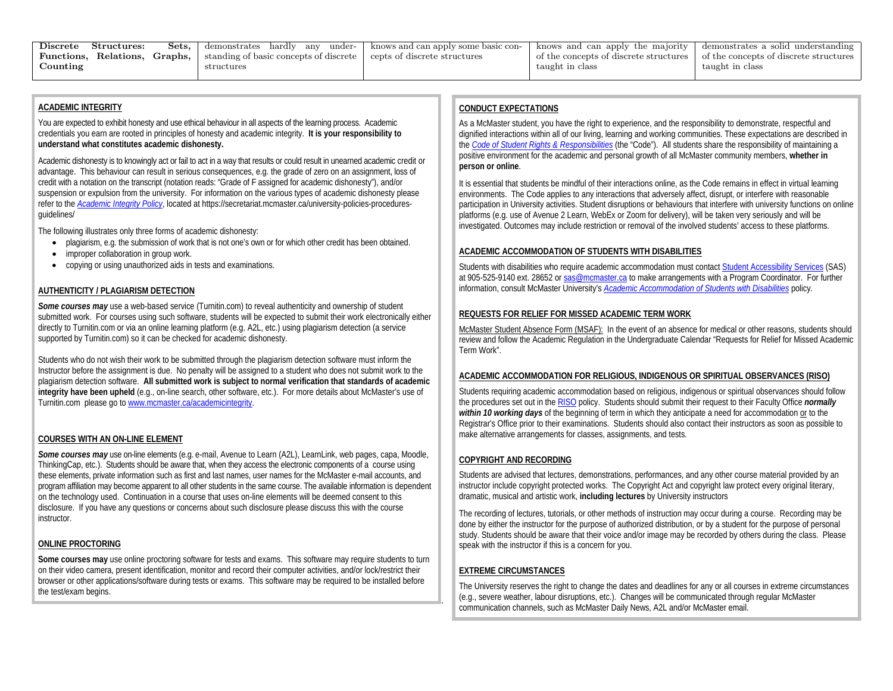| | | | | |
|---|---|---|---|---|
| **Discrete Structures: Sets, Functions, Relations, Graphs, Counting** | demonstrates hardly any understanding of basic concepts of discrete structures | knows and can apply some basic concepts of discrete structures | knows and can apply the majority of the concepts of discrete structures taught in class | demonstrates a solid understanding of the concepts of discrete structures taught in class |

**ACADEMIC INTEGRITY**

You are expected to exhibit honesty and use ethical behaviour in all aspects of the learning process. Academic credentials you earn are rooted in principles of honesty and academic integrity. **It is your responsibility to understand what constitutes academic dishonesty.**

Academic dishonesty is to knowingly act or fail to act in a way that results or could result in unearned academic credit or advantage. This behaviour can result in serious consequences, e.g. the grade of zero on an assignment, loss of credit with a notation on the transcript (notation reads: "Grade of F assigned for academic dishonesty"), and/or suspension or expulsion from the university. For information on the various types of academic dishonesty please refer to the *Academic Integrity Policy*, located at https://secretariat.mcmaster.ca/university-policies-procedures-guidelines/

The following illustrates only three forms of academic dishonesty:

- plagiarism, e.g. the submission of work that is not one's own or for which other credit has been obtained.
- improper collaboration in group work.
- copying or using unauthorized aids in tests and examinations.

**AUTHENTICITY / PLAGIARISM DETECTION**

***Some courses may*** use a web-based service (Turnitin.com) to reveal authenticity and ownership of student submitted work. For courses using such software, students will be expected to submit their work electronically either directly to Turnitin.com or via an online learning platform (e.g. A2L, etc.) using plagiarism detection (a service supported by Turnitin.com) so it can be checked for academic dishonesty.

Students who do not wish their work to be submitted through the plagiarism detection software must inform the Instructor before the assignment is due. No penalty will be assigned to a student who does not submit work to the plagiarism detection software. **All submitted work is subject to normal verification that standards of academic integrity have been upheld** (e.g., on-line search, other software, etc.). For more details about McMaster's use of Turnitin.com please go to www.mcmaster.ca/academicintegrity.

**COURSES WITH AN ON-LINE ELEMENT**

***Some courses may*** use on-line elements (e.g. e-mail, Avenue to Learn (A2L), LearnLink, web pages, capa, Moodle, ThinkingCap, etc.). Students should be aware that, when they access the electronic components of a course using these elements, private information such as first and last names, user names for the McMaster e-mail accounts, and program affiliation may become apparent to all other students in the same course. The available information is dependent on the technology used. Continuation in a course that uses on-line elements will be deemed consent to this disclosure. If you have any questions or concerns about such disclosure please discuss this with the course instructor.

**ONLINE PROCTORING**

**Some courses may** use online proctoring software for tests and exams. This software may require students to turn on their video camera, present identification, monitor and record their computer activities, and/or lock/restrict their browser or other applications/software during tests or exams. This software may be required to be installed before the test/exam begins.

**CONDUCT EXPECTATIONS**

As a McMaster student, you have the right to experience, and the responsibility to demonstrate, respectful and dignified interactions within all of our living, learning and working communities. These expectations are described in the *Code of Student Rights & Responsibilities* (the "Code"). All students share the responsibility of maintaining a positive environment for the academic and personal growth of all McMaster community members, **whether in person or online**.

It is essential that students be mindful of their interactions online, as the Code remains in effect in virtual learning environments. The Code applies to any interactions that adversely affect, disrupt, or interfere with reasonable participation in University activities. Student disruptions or behaviours that interfere with university functions on online platforms (e.g. use of Avenue 2 Learn, WebEx or Zoom for delivery), will be taken very seriously and will be investigated. Outcomes may include restriction or removal of the involved students' access to these platforms.

**ACADEMIC ACCOMMODATION OF STUDENTS WITH DISABILITIES**

Students with disabilities who require academic accommodation must contact Student Accessibility Services (SAS) at 905-525-9140 ext. 28652 or sas@mcmaster.ca to make arrangements with a Program Coordinator. For further information, consult McMaster University's *Academic Accommodation of Students with Disabilities* policy.

**REQUESTS FOR RELIEF FOR MISSED ACADEMIC TERM WORK**

McMaster Student Absence Form (MSAF): In the event of an absence for medical or other reasons, students should review and follow the Academic Regulation in the Undergraduate Calendar "Requests for Relief for Missed Academic Term Work".

**ACADEMIC ACCOMMODATION FOR RELIGIOUS, INDIGENOUS OR SPIRITUAL OBSERVANCES (RISO)**

Students requiring academic accommodation based on religious, indigenous or spiritual observances should follow the procedures set out in the RISO policy. Students should submit their request to their Faculty Office ***normally within 10 working days*** of the beginning of term in which they anticipate a need for accommodation or to the Registrar's Office prior to their examinations. Students should also contact their instructors as soon as possible to make alternative arrangements for classes, assignments, and tests.

**COPYRIGHT AND RECORDING**

Students are advised that lectures, demonstrations, performances, and any other course material provided by an instructor include copyright protected works. The Copyright Act and copyright law protect every original literary, dramatic, musical and artistic work, **including lectures** by University instructors

The recording of lectures, tutorials, or other methods of instruction may occur during a course. Recording may be done by either the instructor for the purpose of authorized distribution, or by a student for the purpose of personal study. Students should be aware that their voice and/or image may be recorded by others during the class. Please speak with the instructor if this is a concern for you.

**EXTREME CIRCUMSTANCES**

The University reserves the right to change the dates and deadlines for any or all courses in extreme circumstances (e.g., severe weather, labour disruptions, etc.). Changes will be communicated through regular McMaster communication channels, such as McMaster Daily News, A2L and/or McMaster email.